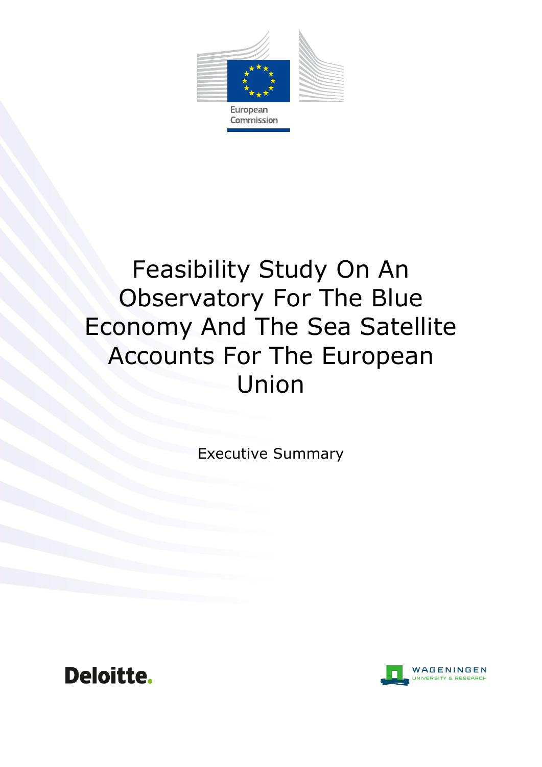European Commission

# Feasibility Study On An Observatory For The Blue Economy And The Sea Satellite Accounts For The European Union

Executive Summary

Deloitte.

WAGENINGEN UNIVERSITY & RESEARCH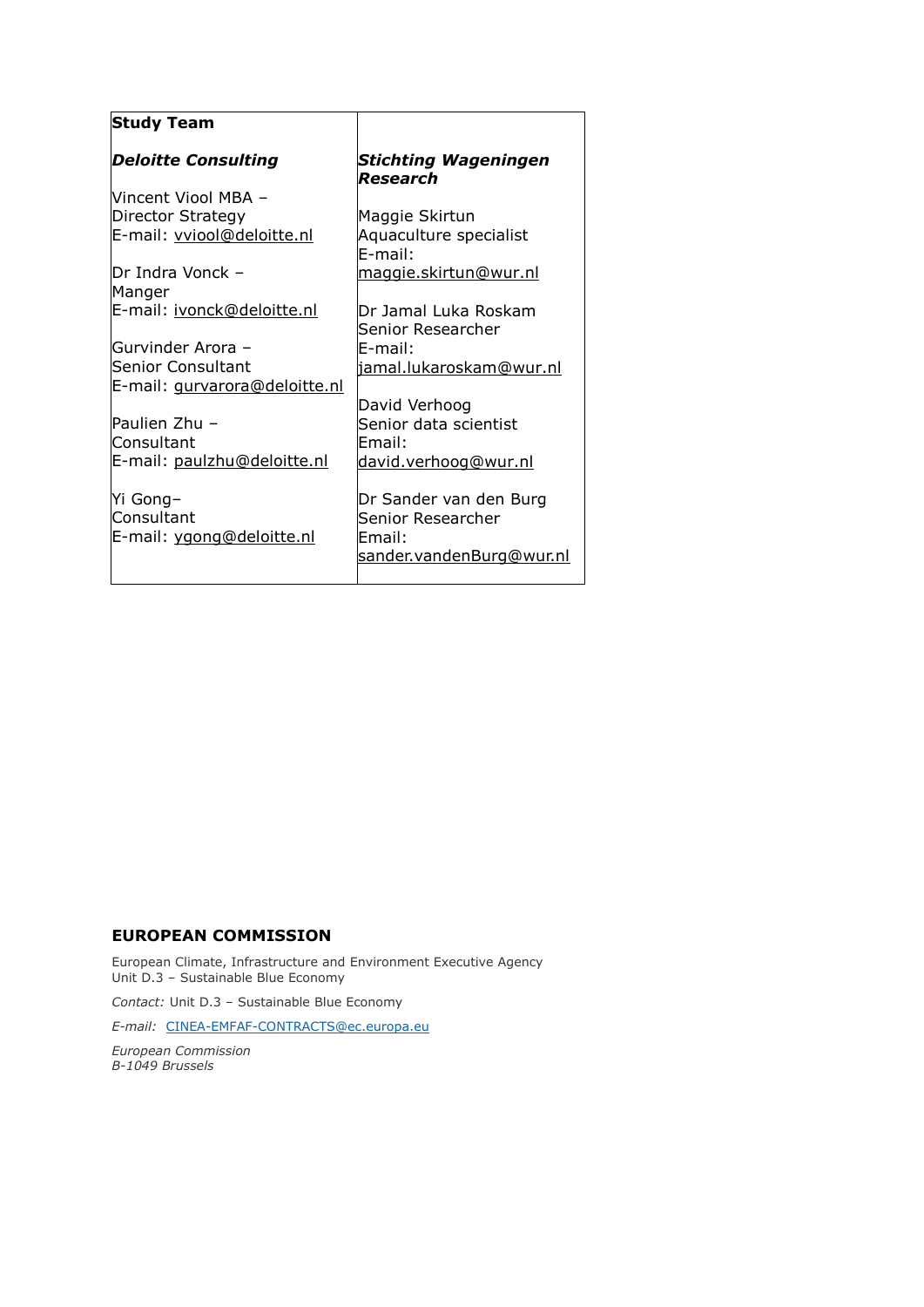| Study Team | |
| --- | --- |
| ***Deloitte Consulting*** | ***Stichting Wagengingen Research*** |
| Vincent Viool MBA – Director Strategy<br>E-mail: vviool@deloitte.nl<br><br>Dr Indra Vonck – Manger<br>E-mail: ivonck@deloitte.nl<br><br>Gurvinder Arora – Senior Consultant<br>E-mail: gurvarora@deloitte.nl<br><br>Paulien Zhu – Consultant<br>E-mail: paulzhu@deloitte.nl<br><br>Yi Gong– Consultant<br>E-mail: ygong@deloitte.nl | Maggie Skirtun<br>Aquaculture specialist<br>E-mail: maggie.skirtun@wur.nl<br><br>Dr Jamal Luka Roskam<br>Senior Researcher<br>E-mail: jamal.lukaroskam@wur.nl<br><br>David Verhoog<br>Senior data scientist<br>Email: david.verhoog@wur.nl<br><br>Dr Sander van den Burg<br>Senior Researcher<br>Email: sander.vandenBurg@wur.nl |

**EUROPEAN COMMISSION**

European Climate, Infrastructure and Environment Executive Agency
Unit D.3 – Sustainable Blue Economy

*Contact:* Unit D.3 – Sustainable Blue Economy

*E-mail:* CINEA-EMFAF-CONTRACTS@ec.europa.eu

*European Commission*
*B-1049 Brussels*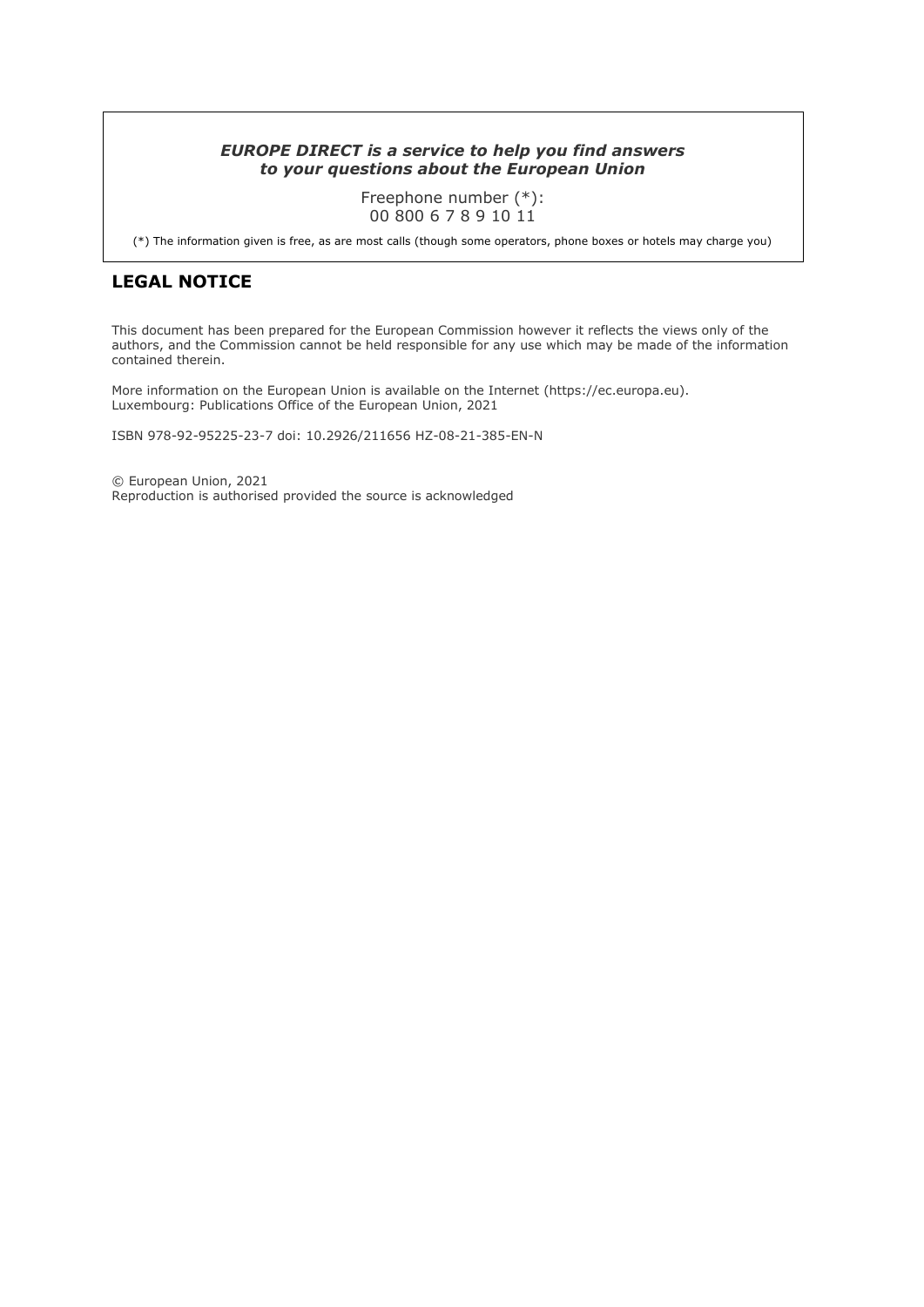***EUROPE DIRECT is a service to help you find answers to your questions about the European Union***

Freephone number (*):
00 800 6 7 8 9 10 11

(*) The information given is free, as are most calls (though some operators, phone boxes or hotels may charge you)

## LEGAL NOTICE

This document has been prepared for the European Commission however it reflects the views only of the authors, and the Commission cannot be held responsible for any use which may be made of the information contained therein.

More information on the European Union is available on the Internet (https://ec.europa.eu).
Luxembourg: Publications Office of the European Union, 2021

ISBN 978-92-95225-23-7 doi: 10.2926/211656 HZ-08-21-385-EN-N

© European Union, 2021
Reproduction is authorised provided the source is acknowledged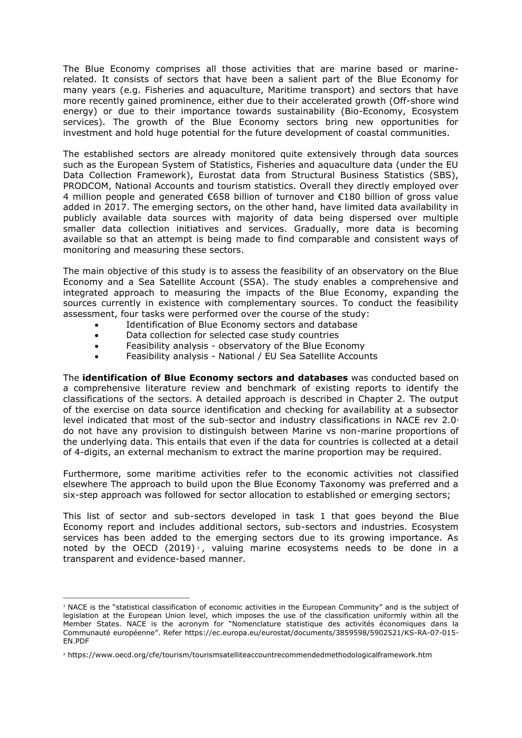The Blue Economy comprises all those activities that are marine based or marine-related. It consists of sectors that have been a salient part of the Blue Economy for many years (e.g. Fisheries and aquaculture, Maritime transport) and sectors that have more recently gained prominence, either due to their accelerated growth (Off-shore wind energy) or due to their importance towards sustainability (Bio-Economy, Ecosystem services). The growth of the Blue Economy sectors bring new opportunities for investment and hold huge potential for the future development of coastal communities.

The established sectors are already monitored quite extensively through data sources such as the European System of Statistics, Fisheries and aquaculture data (under the EU Data Collection Framework), Eurostat data from Structural Business Statistics (SBS), PRODCOM, National Accounts and tourism statistics. Overall they directly employed over 4 million people and generated €658 billion of turnover and €180 billion of gross value added in 2017. The emerging sectors, on the other hand, have limited data availability in publicly available data sources with majority of data being dispersed over multiple smaller data collection initiatives and services. Gradually, more data is becoming available so that an attempt is being made to find comparable and consistent ways of monitoring and measuring these sectors.

The main objective of this study is to assess the feasibility of an observatory on the Blue Economy and a Sea Satellite Account (SSA). The study enables a comprehensive and integrated approach to measuring the impacts of the Blue Economy, expanding the sources currently in existence with complementary sources. To conduct the feasibility assessment, four tasks were performed over the course of the study:

- Identification of Blue Economy sectors and database
- Data collection for selected case study countries
- Feasibility analysis - observatory of the Blue Economy
- Feasibility analysis - National / EU Sea Satellite Accounts

The **identification of Blue Economy sectors and databases** was conducted based on a comprehensive literature review and benchmark of existing reports to identify the classifications of the sectors. A detailed approach is described in Chapter 2. The output of the exercise on data source identification and checking for availability at a subsector level indicated that most of the sub-sector and industry classifications in NACE rev 2.0[1] do not have any provision to distinguish between Marine vs non-marine proportions of the underlying data. This entails that even if the data for countries is collected at a detail of 4-digits, an external mechanism to extract the marine proportion may be required.

Furthermore, some maritime activities refer to the economic activities not classified elsewhere The approach to build upon the Blue Economy Taxonomy was preferred and a six-step approach was followed for sector allocation to established or emerging sectors;

This list of sector and sub-sectors developed in task 1 that goes beyond the Blue Economy report and includes additional sectors, sub-sectors and industries. Ecosystem services has been added to the emerging sectors due to its growing importance. As noted by the OECD (2019)[2], valuing marine ecosystems needs to be done in a transparent and evidence-based manner.

---

[1] NACE is the "statistical classification of economic activities in the European Community" and is the subject of legislation at the European Union level, which imposes the use of the classification uniformly within all the Member States. NACE is the acronym for "Nomenclature statistique des activités économiques dans la Communauté européenne". Refer https://ec.europa.eu/eurostat/documents/3859598/5902521/KS-RA-07-015-EN.PDF

[2] https://www.oecd.org/cfe/tourism/tourismsatelliteaccountrecommendedmethodologicalframework.htm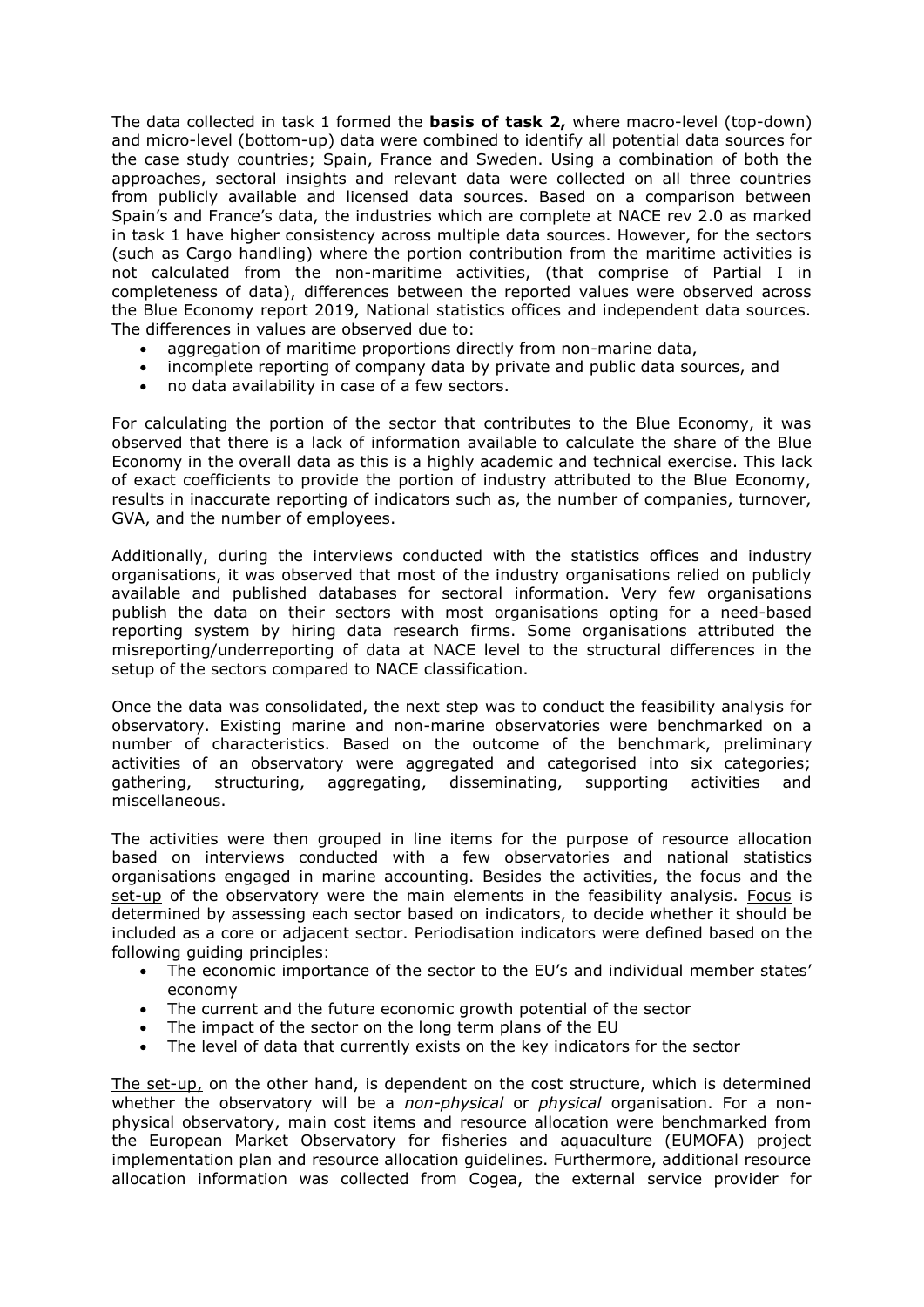The data collected in task 1 formed the **basis of task 2,** where macro-level (top-down) and micro-level (bottom-up) data were combined to identify all potential data sources for the case study countries; Spain, France and Sweden. Using a combination of both the approaches, sectoral insights and relevant data were collected on all three countries from publicly available and licensed data sources. Based on a comparison between Spain's and France's data, the industries which are complete at NACE rev 2.0 as marked in task 1 have higher consistency across multiple data sources. However, for the sectors (such as Cargo handling) where the portion contribution from the maritime activities is not calculated from the non-maritime activities, (that comprise of Partial I in completeness of data), differences between the reported values were observed across the Blue Economy report 2019, National statistics offices and independent data sources. The differences in values are observed due to:

- aggregation of maritime proportions directly from non-marine data,
- incomplete reporting of company data by private and public data sources, and
- no data availability in case of a few sectors.

For calculating the portion of the sector that contributes to the Blue Economy, it was observed that there is a lack of information available to calculate the share of the Blue Economy in the overall data as this is a highly academic and technical exercise. This lack of exact coefficients to provide the portion of industry attributed to the Blue Economy, results in inaccurate reporting of indicators such as, the number of companies, turnover, GVA, and the number of employees.

Additionally, during the interviews conducted with the statistics offices and industry organisations, it was observed that most of the industry organisations relied on publicly available and published databases for sectoral information. Very few organisations publish the data on their sectors with most organisations opting for a need-based reporting system by hiring data research firms. Some organisations attributed the misreporting/underreporting of data at NACE level to the structural differences in the setup of the sectors compared to NACE classification.

Once the data was consolidated, the next step was to conduct the feasibility analysis for observatory. Existing marine and non-marine observatories were benchmarked on a number of characteristics. Based on the outcome of the benchmark, preliminary activities of an observatory were aggregated and categorised into six categories; gathering, structuring, aggregating, disseminating, supporting activities and miscellaneous.

The activities were then grouped in line items for the purpose of resource allocation based on interviews conducted with a few observatories and national statistics organisations engaged in marine accounting. Besides the activities, the focus and the set-up of the observatory were the main elements in the feasibility analysis. Focus is determined by assessing each sector based on indicators, to decide whether it should be included as a core or adjacent sector. Periodisation indicators were defined based on the following guiding principles:

- The economic importance of the sector to the EU's and individual member states' economy
- The current and the future economic growth potential of the sector
- The impact of the sector on the long term plans of the EU
- The level of data that currently exists on the key indicators for the sector

The set-up, on the other hand, is dependent on the cost structure, which is determined whether the observatory will be a *non-physical* or *physical* organisation. For a non-physical observatory, main cost items and resource allocation were benchmarked from the European Market Observatory for fisheries and aquaculture (EUMOFA) project implementation plan and resource allocation guidelines. Furthermore, additional resource allocation information was collected from Cogea, the external service provider for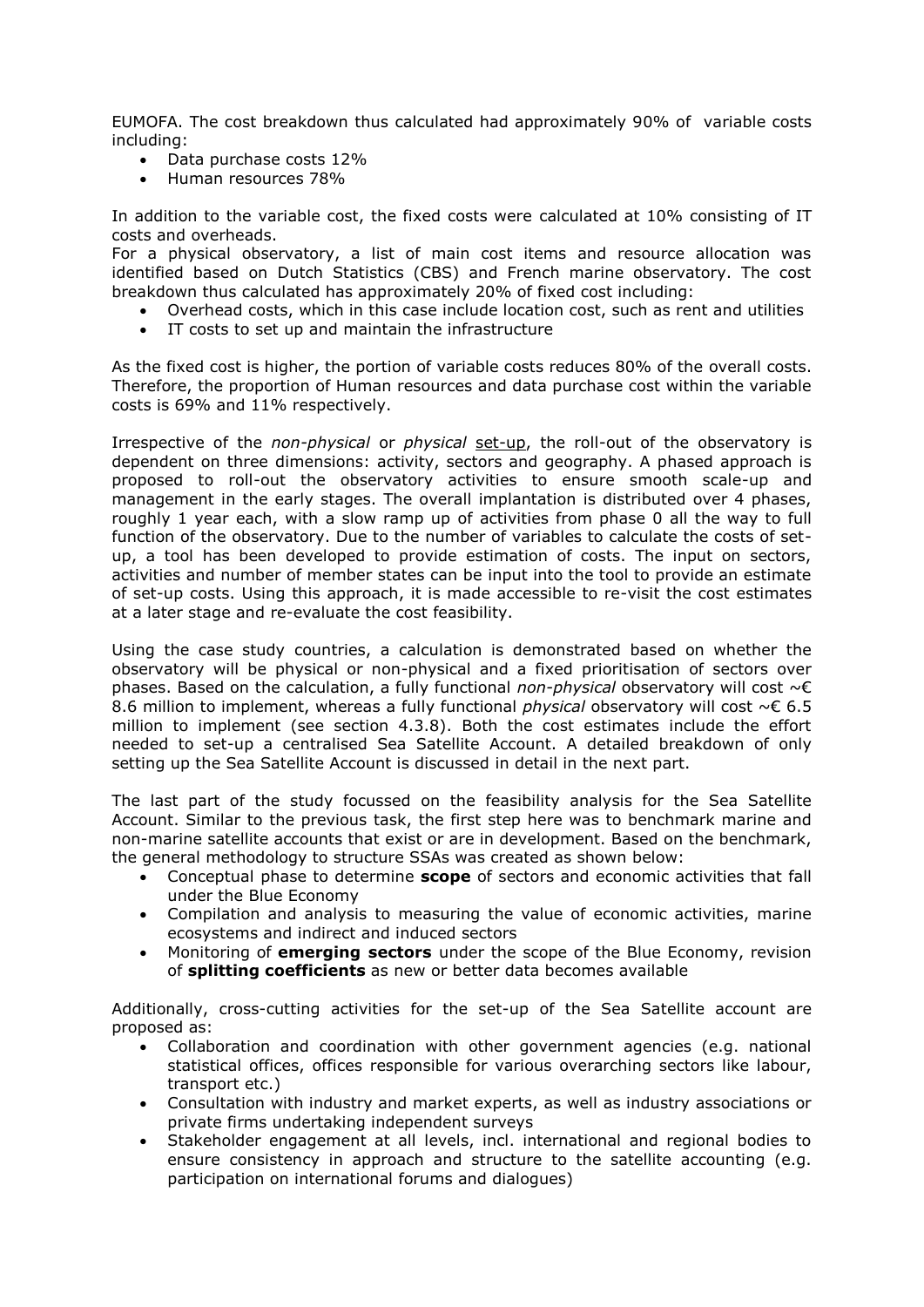EUMOFA. The cost breakdown thus calculated had approximately 90% of variable costs including:

- Data purchase costs 12%
- Human resources 78%

In addition to the variable cost, the fixed costs were calculated at 10% consisting of IT costs and overheads.

For a physical observatory, a list of main cost items and resource allocation was identified based on Dutch Statistics (CBS) and French marine observatory. The cost breakdown thus calculated has approximately 20% of fixed cost including:

- Overhead costs, which in this case include location cost, such as rent and utilities
- IT costs to set up and maintain the infrastructure

As the fixed cost is higher, the portion of variable costs reduces 80% of the overall costs. Therefore, the proportion of Human resources and data purchase cost within the variable costs is 69% and 11% respectively.

Irrespective of the *non-physical* or *physical* set-up, the roll-out of the observatory is dependent on three dimensions: activity, sectors and geography. A phased approach is proposed to roll-out the observatory activities to ensure smooth scale-up and management in the early stages. The overall implantation is distributed over 4 phases, roughly 1 year each, with a slow ramp up of activities from phase 0 all the way to full function of the observatory. Due to the number of variables to calculate the costs of set-up, a tool has been developed to provide estimation of costs. The input on sectors, activities and number of member states can be input into the tool to provide an estimate of set-up costs. Using this approach, it is made accessible to re-visit the cost estimates at a later stage and re-evaluate the cost feasibility.

Using the case study countries, a calculation is demonstrated based on whether the observatory will be physical or non-physical and a fixed prioritisation of sectors over phases. Based on the calculation, a fully functional *non-physical* observatory will cost ~€ 8.6 million to implement, whereas a fully functional *physical* observatory will cost ~€ 6.5 million to implement (see section 4.3.8). Both the cost estimates include the effort needed to set-up a centralised Sea Satellite Account. A detailed breakdown of only setting up the Sea Satellite Account is discussed in detail in the next part.

The last part of the study focussed on the feasibility analysis for the Sea Satellite Account. Similar to the previous task, the first step here was to benchmark marine and non-marine satellite accounts that exist or are in development. Based on the benchmark, the general methodology to structure SSAs was created as shown below:

- Conceptual phase to determine **scope** of sectors and economic activities that fall under the Blue Economy
- Compilation and analysis to measuring the value of economic activities, marine ecosystems and indirect and induced sectors
- Monitoring of **emerging sectors** under the scope of the Blue Economy, revision of **splitting coefficients** as new or better data becomes available

Additionally, cross-cutting activities for the set-up of the Sea Satellite account are proposed as:

- Collaboration and coordination with other government agencies (e.g. national statistical offices, offices responsible for various overarching sectors like labour, transport etc.)
- Consultation with industry and market experts, as well as industry associations or private firms undertaking independent surveys
- Stakeholder engagement at all levels, incl. international and regional bodies to ensure consistency in approach and structure to the satellite accounting (e.g. participation on international forums and dialogues)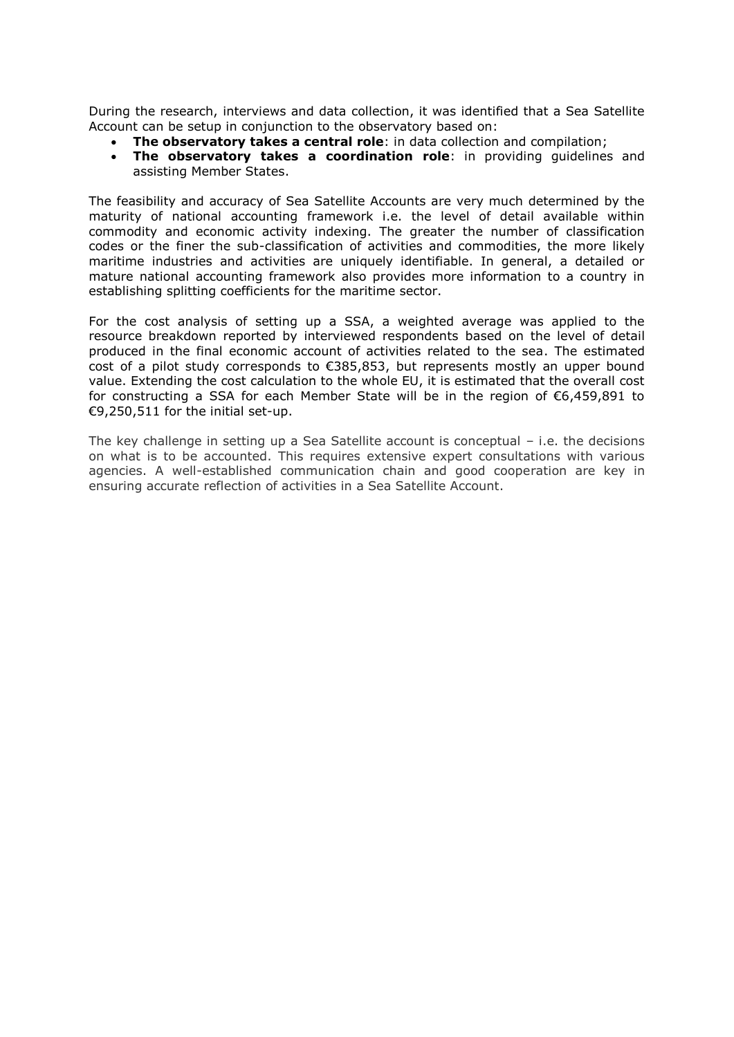During the research, interviews and data collection, it was identified that a Sea Satellite Account can be setup in conjunction to the observatory based on:

- **The observatory takes a central role**: in data collection and compilation;
- **The observatory takes a coordination role**: in providing guidelines and assisting Member States.

The feasibility and accuracy of Sea Satellite Accounts are very much determined by the maturity of national accounting framework i.e. the level of detail available within commodity and economic activity indexing. The greater the number of classification codes or the finer the sub-classification of activities and commodities, the more likely maritime industries and activities are uniquely identifiable. In general, a detailed or mature national accounting framework also provides more information to a country in establishing splitting coefficients for the maritime sector.

For the cost analysis of setting up a SSA, a weighted average was applied to the resource breakdown reported by interviewed respondents based on the level of detail produced in the final economic account of activities related to the sea. The estimated cost of a pilot study corresponds to €385,853, but represents mostly an upper bound value. Extending the cost calculation to the whole EU, it is estimated that the overall cost for constructing a SSA for each Member State will be in the region of €6,459,891 to €9,250,511 for the initial set-up.

The key challenge in setting up a Sea Satellite account is conceptual – i.e. the decisions on what is to be accounted. This requires extensive expert consultations with various agencies. A well-established communication chain and good cooperation are key in ensuring accurate reflection of activities in a Sea Satellite Account.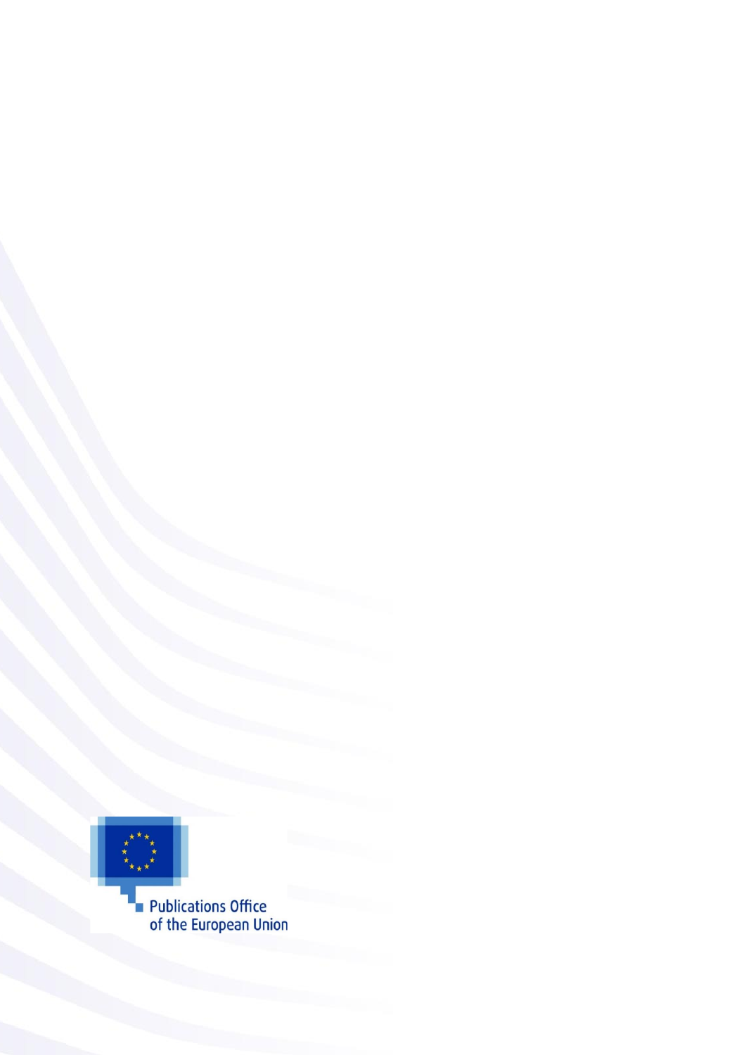Publications Office
of the European Union